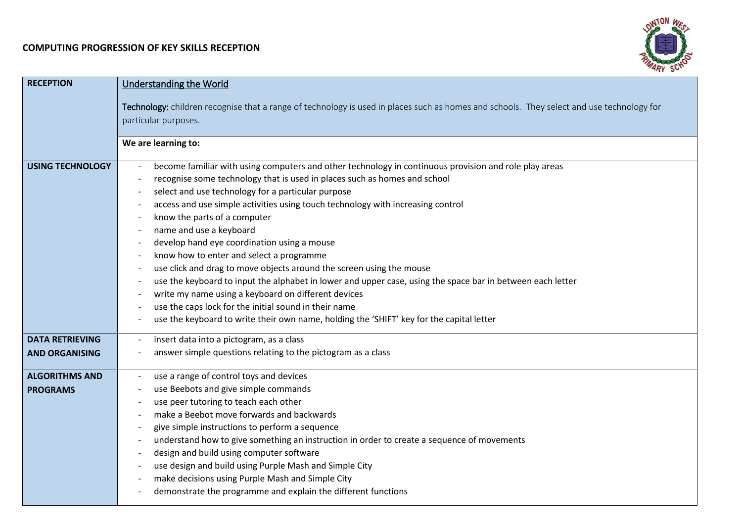## COMPUTING PROGRESSION OF KEY SKILLS RECEPTION

| RECEPTION | Understanding the World<br><br>**Technology:** children recognise that a range of technology is used in places such as homes and schools. They select and use technology for particular purposes. |
|---|---|
| | **We are learning to:** |
| **USING TECHNOLOGY** | - become familiar with using computers and other technology in continuous provision and role play areas<br>- recognise some technology that is used in places such as homes and school<br>- select and use technology for a particular purpose<br>- access and use simple activities using touch technology with increasing control<br>- know the parts of a computer<br>- name and use a keyboard<br>- develop hand eye coordination using a mouse<br>- know how to enter and select a programme<br>- use click and drag to move objects around the screen using the mouse<br>- use the keyboard to input the alphabet in lower and upper case, using the space bar in between each letter<br>- write my name using a keyboard on different devices<br>- use the caps lock for the initial sound in their name<br>- use the keyboard to write their own name, holding the 'SHIFT' key for the capital letter |
| **DATA RETRIEVING AND ORGANISING** | - insert data into a pictogram, as a class<br>- answer simple questions relating to the pictogram as a class |
| **ALGORITHMS AND PROGRAMS** | - use a range of control toys and devices<br>- use Beebots and give simple commands<br>- use peer tutoring to teach each other<br>- make a Beebot move forwards and backwards<br>- give simple instructions to perform a sequence<br>- understand how to give something an instruction in order to create a sequence of movements<br>- design and build using computer software<br>- use design and build using Purple Mash and Simple City<br>- make decisions using Purple Mash and Simple City<br>- demonstrate the programme and explain the different functions |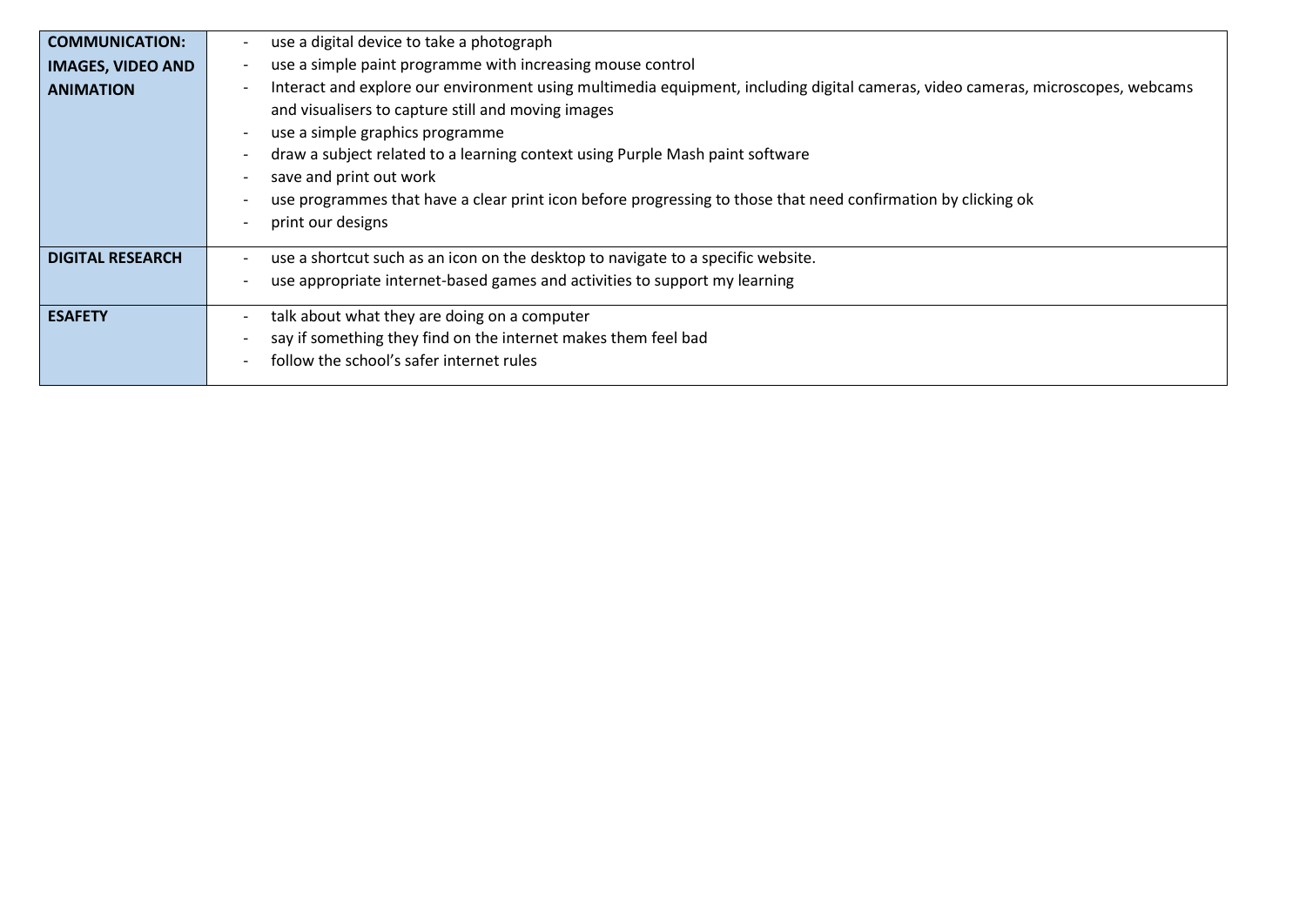| | |
|---|---|
| **COMMUNICATION: IMAGES, VIDEO AND ANIMATION** | - use a digital device to take a photograph<br>- use a simple paint programme with increasing mouse control<br>- Interact and explore our environment using multimedia equipment, including digital cameras, video cameras, microscopes, webcams and visualisers to capture still and moving images<br>- use a simple graphics programme<br>- draw a subject related to a learning context using Purple Mash paint software<br>- save and print out work<br>- use programmes that have a clear print icon before progressing to those that need confirmation by clicking ok<br>- print our designs |
| **DIGITAL RESEARCH** | - use a shortcut such as an icon on the desktop to navigate to a specific website.<br>- use appropriate internet-based games and activities to support my learning |
| **ESAFETY** | - talk about what they are doing on a computer<br>- say if something they find on the internet makes them feel bad<br>- follow the school's safer internet rules |